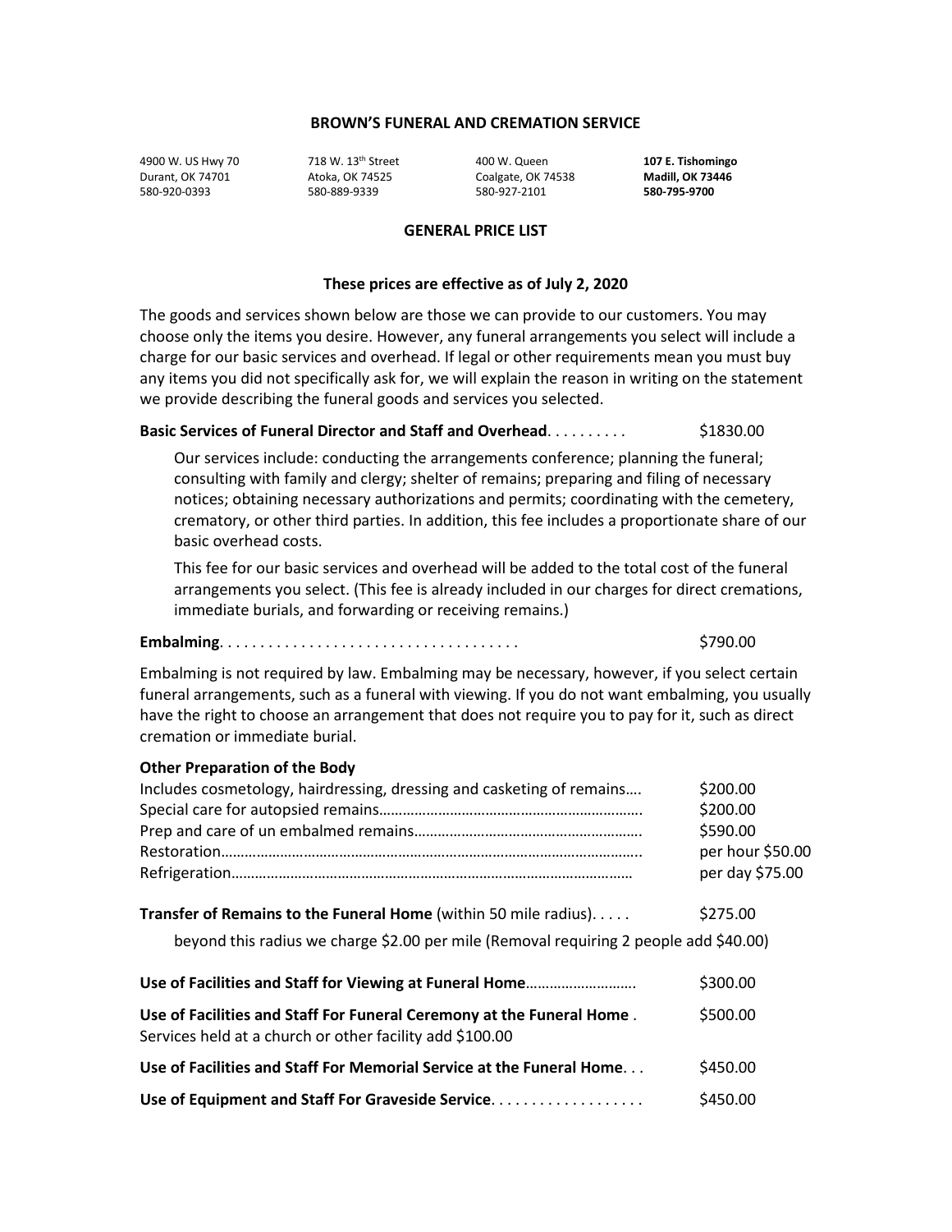# BROWN'S FUNERAL AND CREMATION SERVICE

| | | | |
|---|---|---|---|
| 4900 W. US Hwy 70<br>Durant, OK 74701<br>580-920-0393 | 718 W. 13th Street<br>Atoka, OK 74525<br>580-889-9339 | 400 W. Queen<br>Coalgate, OK 74538<br>580-927-2101 | **107 E. Tishomingo**<br>**Madill, OK 73446**<br>**580-795-9700** |

## GENERAL PRICE LIST

### These prices are effective as of July 2, 2020

The goods and services shown below are those we can provide to our customers. You may choose only the items you desire. However, any funeral arrangements you select will include a charge for our basic services and overhead. If legal or other requirements mean you must buy any items you did not specifically ask for, we will explain the reason in writing on the statement we provide describing the funeral goods and services you selected.

**Basic Services of Funeral Director and Staff and Overhead**. . . . . . . . . . $1830.00

Our services include: conducting the arrangements conference; planning the funeral; consulting with family and clergy; shelter of remains; preparing and filing of necessary notices; obtaining necessary authorizations and permits; coordinating with the cemetery, crematory, or other third parties. In addition, this fee includes a proportionate share of our basic overhead costs.

This fee for our basic services and overhead will be added to the total cost of the funeral arrangements you select. (This fee is already included in our charges for direct cremations, immediate burials, and forwarding or receiving remains.)

**Embalming**. . . . . . . . . . . . . . . . . . . . . . . . . . . . . . . . . . . . . $790.00

Embalming is not required by law. Embalming may be necessary, however, if you select certain funeral arrangements, such as a funeral with viewing. If you do not want embalming, you usually have the right to choose an arrangement that does not require you to pay for it, such as direct cremation or immediate burial.

**Other Preparation of the Body**

| | |
|---|---|
| Includes cosmetology, hairdressing, dressing and casketing of remains…. | $200.00 |
| Special care for autopsied remains…………………………………………………………. | $200.00 |
| Prep and care of un embalmed remains…………………………………………………. | $590.00 |
| Restoration……………………………………………………………………………………….. | per hour $50.00 |
| Refrigeration…………………………………………………………………………………… | per day $75.00 |

**Transfer of Remains to the Funeral Home** (within 50 mile radius). . . . . $275.00

beyond this radius we charge $2.00 per mile (Removal requiring 2 people add $40.00)

**Use of Facilities and Staff for Viewing at Funeral Home**………………………. $300.00

**Use of Facilities and Staff For Funeral Ceremony at the Funeral Home** . $500.00
Services held at a church or other facility add $100.00

**Use of Facilities and Staff For Memorial Service at the Funeral Home**. . . $450.00

**Use of Equipment and Staff For Graveside Service**. . . . . . . . . . . . . . . . . . . $450.00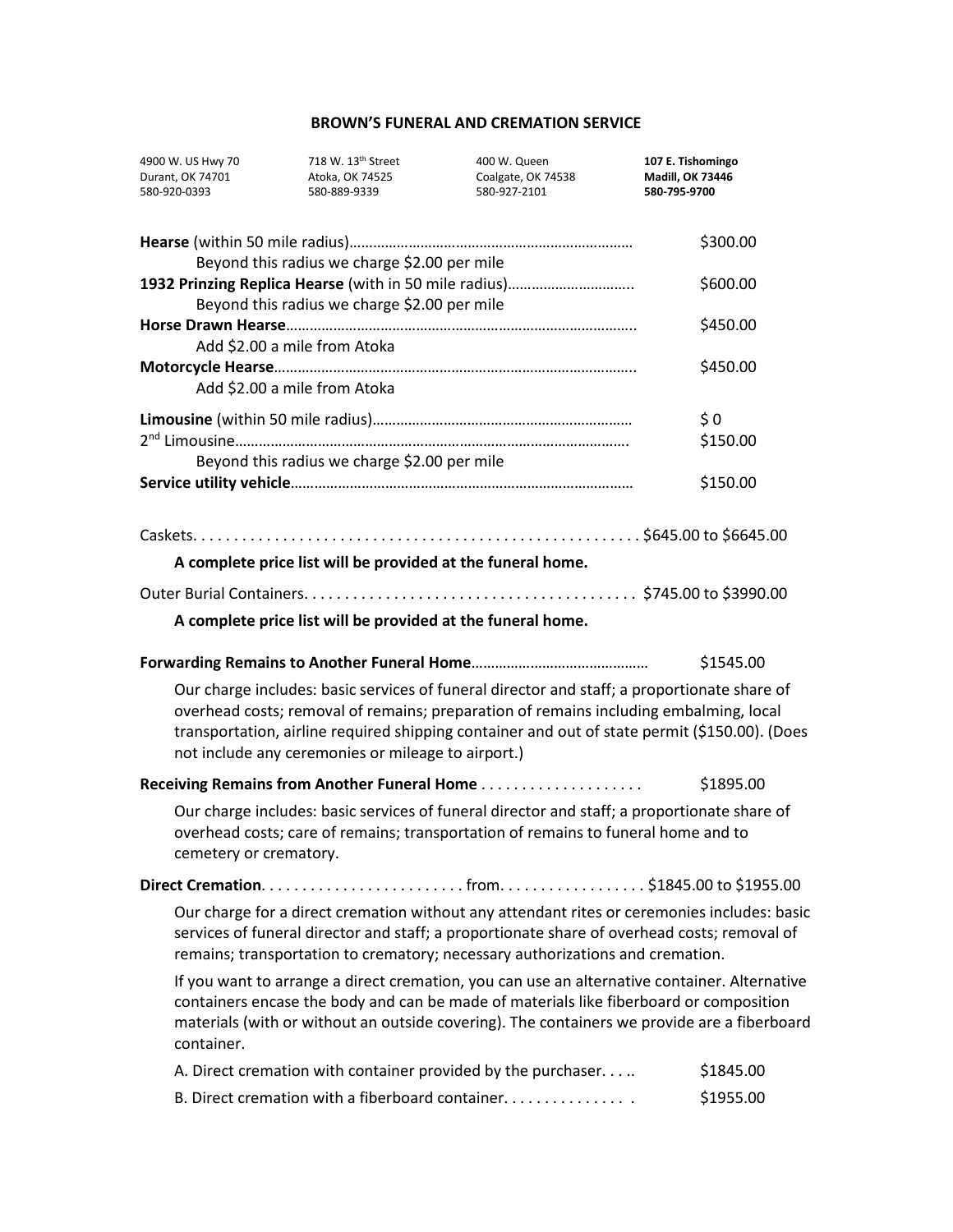**BROWN'S FUNERAL AND CREMATION SERVICE**

| | | | |
|---|---|---|---|
| 4900 W. US Hwy 70<br>Durant, OK 74701<br>580-920-0393 | 718 W. 13th Street<br>Atoka, OK 74525<br>580-889-9339 | 400 W. Queen<br>Coalgate, OK 74538<br>580-927-2101 | **107 E. Tishomingo**<br>**Madill, OK 73446**<br>**580-795-9700** |

| | |
|---|---|
| **Hearse** (within 50 mile radius)……………………………………………………………… | $300.00 |
| Beyond this radius we charge $2.00 per mile | |
| **1932 Prinzing Replica Hearse** (with in 50 mile radius)………………………….. | $600.00 |
| Beyond this radius we charge $2.00 per mile | |
| **Horse Drawn Hearse**…………………………………………………………………………….. | $450.00 |
| Add $2.00 a mile from Atoka | |
| **Motorcycle Hearse**……………………………………………………………………………….. | $450.00 |
| Add $2.00 a mile from Atoka | |
| **Limousine** (within 50 mile radius)………………………………………………………… | $ 0 |
| 2nd Limousine………………………………………………………………………………………. | $150.00 |
| Beyond this radius we charge $2.00 per mile | |
| **Service utility vehicle**…………………………………………………………………………… | $150.00 |

Caskets. . . . . . . . . . . . . . . . . . . . . . . . . . . . . . . . . . . . . . . . . . . . . . . . . . . . . . $645.00 to $6645.00

**A complete price list will be provided at the funeral home.**

Outer Burial Containers. . . . . . . . . . . . . . . . . . . . . . . . . . . . . . . . . . . . . . . . . $745.00 to $3990.00

**A complete price list will be provided at the funeral home.**

**Forwarding Remains to Another Funeral Home**……………………………………… $1545.00

Our charge includes: basic services of funeral director and staff; a proportionate share of overhead costs; removal of remains; preparation of remains including embalming, local transportation, airline required shipping container and out of state permit ($150.00). (Does not include any ceremonies or mileage to airport.)

**Receiving Remains from Another Funeral Home** . . . . . . . . . . . . . . . . . . . . $1895.00

Our charge includes: basic services of funeral director and staff; a proportionate share of overhead costs; care of remains; transportation of remains to funeral home and to cemetery or crematory.

**Direct Cremation**. . . . . . . . . . . . . . . . . . . . . . . . . from. . . . . . . . . . . . . . . . . . $1845.00 to $1955.00

Our charge for a direct cremation without any attendant rites or ceremonies includes: basic services of funeral director and staff; a proportionate share of overhead costs; removal of remains; transportation to crematory; necessary authorizations and cremation.

If you want to arrange a direct cremation, you can use an alternative container. Alternative containers encase the body and can be made of materials like fiberboard or composition materials (with or without an outside covering). The containers we provide are a fiberboard container.

| | |
|---|---|
| A. Direct cremation with container provided by the purchaser. . . .. | $1845.00 |
| B. Direct cremation with a fiberboard container. . . . . . . . . . . . . . . . | $1955.00 |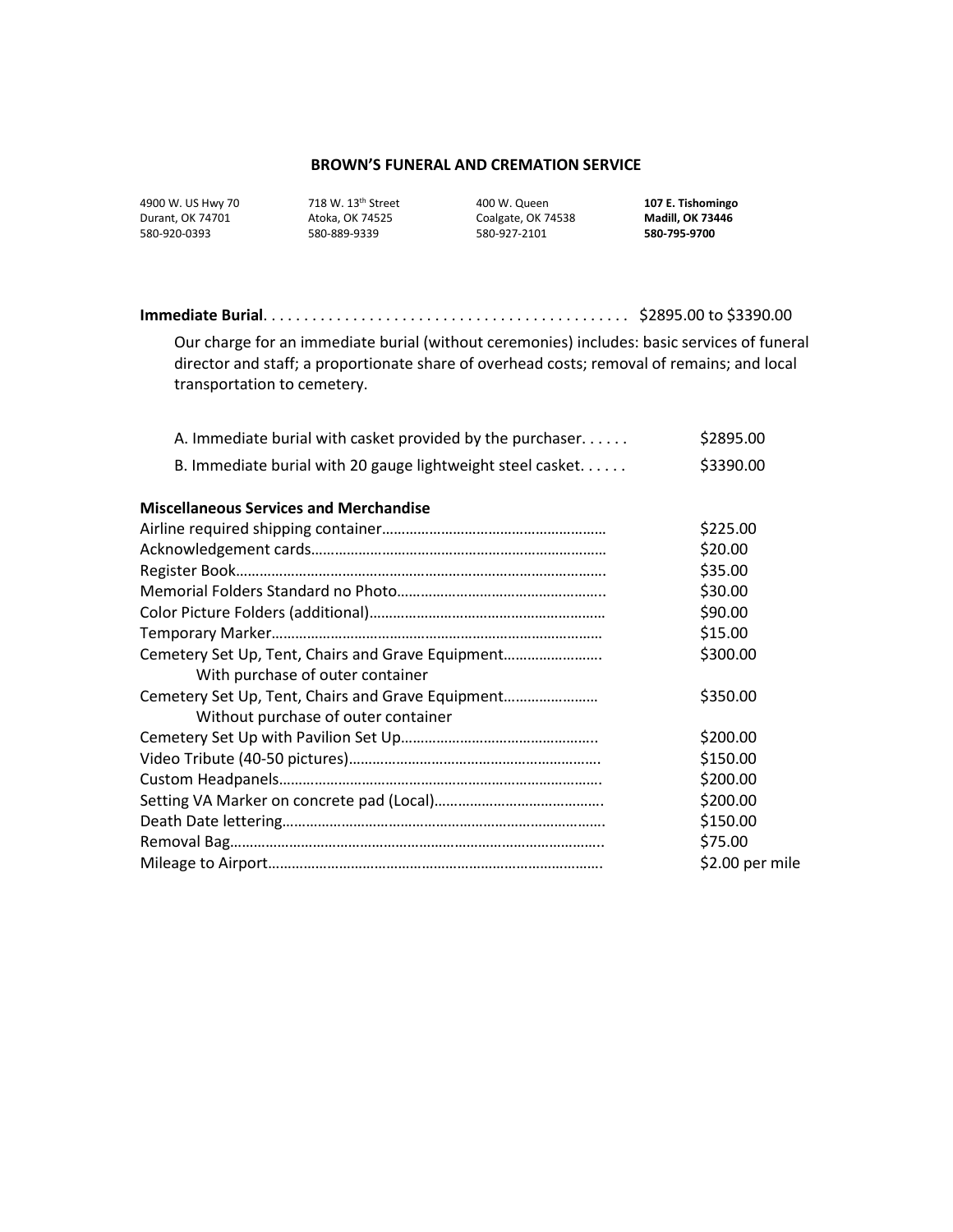**BROWN'S FUNERAL AND CREMATION SERVICE**

| | | | |
|---|---|---|---|
| 4900 W. US Hwy 70 | 718 W. 13th Street | 400 W. Queen | **107 E. Tishomingo** |
| Durant, OK 74701 | Atoka, OK 74525 | Coalgate, OK 74538 | **Madill, OK 73446** |
| 580-920-0393 | 580-889-9339 | 580-927-2101 | **580-795-9700** |

**Immediate Burial**. . . . . . . . . . . . . . . . . . . . . . . . . . . . . . . . . . . . . . . . . . . . . $2895.00 to $3390.00

Our charge for an immediate burial (without ceremonies) includes: basic services of funeral director and staff; a proportionate share of overhead costs; removal of remains; and local transportation to cemetery.

| | |
|---|---|
| A. Immediate burial with casket provided by the purchaser. . . . . . | $2895.00 |
| B. Immediate burial with 20 gauge lightweight steel casket. . . . . . | $3390.00 |

**Miscellaneous Services and Merchandise**

| | |
|---|---|
| Airline required shipping container | $225.00 |
| Acknowledgement cards | $20.00 |
| Register Book | $35.00 |
| Memorial Folders Standard no Photo | $30.00 |
| Color Picture Folders (additional) | $90.00 |
| Temporary Marker | $15.00 |
| Cemetery Set Up, Tent, Chairs and Grave Equipment With purchase of outer container | $300.00 |
| Cemetery Set Up, Tent, Chairs and Grave Equipment Without purchase of outer container | $350.00 |
| Cemetery Set Up with Pavilion Set Up | $200.00 |
| Video Tribute (40-50 pictures) | $150.00 |
| Custom Headpanels | $200.00 |
| Setting VA Marker on concrete pad (Local) | $200.00 |
| Death Date lettering | $150.00 |
| Removal Bag | $75.00 |
| Mileage to Airport | $2.00 per mile |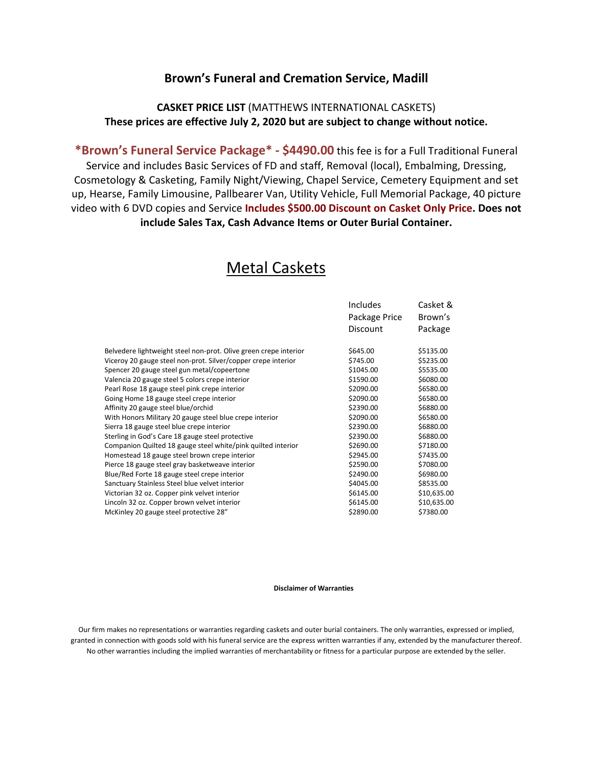## Brown's Funeral and Cremation Service, Madill

**CASKET PRICE LIST** (MATTHEWS INTERNATIONAL CASKETS)
**These prices are effective July 2, 2020 but are subject to change without notice.**

**\*Brown's Funeral Service Package\* - $4490.00** this fee is for a Full Traditional Funeral Service and includes Basic Services of FD and staff, Removal (local), Embalming, Dressing, Cosmetology & Casketing, Family Night/Viewing, Chapel Service, Cemetery Equipment and set up, Hearse, Family Limousine, Pallbearer Van, Utility Vehicle, Full Memorial Package, 40 picture video with 6 DVD copies and Service **Includes $500.00 Discount on Casket Only Price. Does not include Sales Tax, Cash Advance Items or Outer Burial Container.**

# Metal Caskets

| | Includes Package Price Discount | Casket & Brown's Package |
|---|---|---|
| Belvedere lightweight steel non-prot. Olive green crepe interior | $645.00 | $5135.00 |
| Viceroy 20 gauge steel non-prot. Silver/copper crepe interior | $745.00 | $5235.00 |
| Spencer 20 gauge steel gun metal/copeertone | $1045.00 | $5535.00 |
| Valencia 20 gauge steel 5 colors crepe interior | $1590.00 | $6080.00 |
| Pearl Rose 18 gauge steel pink crepe interior | $2090.00 | $6580.00 |
| Going Home 18 gauge steel crepe interior | $2090.00 | $6580.00 |
| Affinity 20 gauge steel blue/orchid | $2390.00 | $6880.00 |
| With Honors Military 20 gauge steel blue crepe interior | $2090.00 | $6580.00 |
| Sierra 18 gauge steel blue crepe interior | $2390.00 | $6880.00 |
| Sterling in God's Care 18 gauge steel protective | $2390.00 | $6880.00 |
| Companion Quilted 18 gauge steel white/pink quilted interior | $2690.00 | $7180.00 |
| Homestead 18 gauge steel brown crepe interior | $2945.00 | $7435.00 |
| Pierce 18 gauge steel gray basketweave interior | $2590.00 | $7080.00 |
| Blue/Red Forte 18 gauge steel crepe interior | $2490.00 | $6980.00 |
| Sanctuary Stainless Steel blue velvet interior | $4045.00 | $8535.00 |
| Victorian 32 oz. Copper pink velvet interior | $6145.00 | $10,635.00 |
| Lincoln 32 oz. Copper brown velvet interior | $6145.00 | $10,635.00 |
| McKinley 20 gauge steel protective 28" | $2890.00 | $7380.00 |

**Disclaimer of Warranties**

Our firm makes no representations or warranties regarding caskets and outer burial containers. The only warranties, expressed or implied, granted in connection with goods sold with his funeral service are the express written warranties if any, extended by the manufacturer thereof. No other warranties including the implied warranties of merchantability or fitness for a particular purpose are extended by the seller.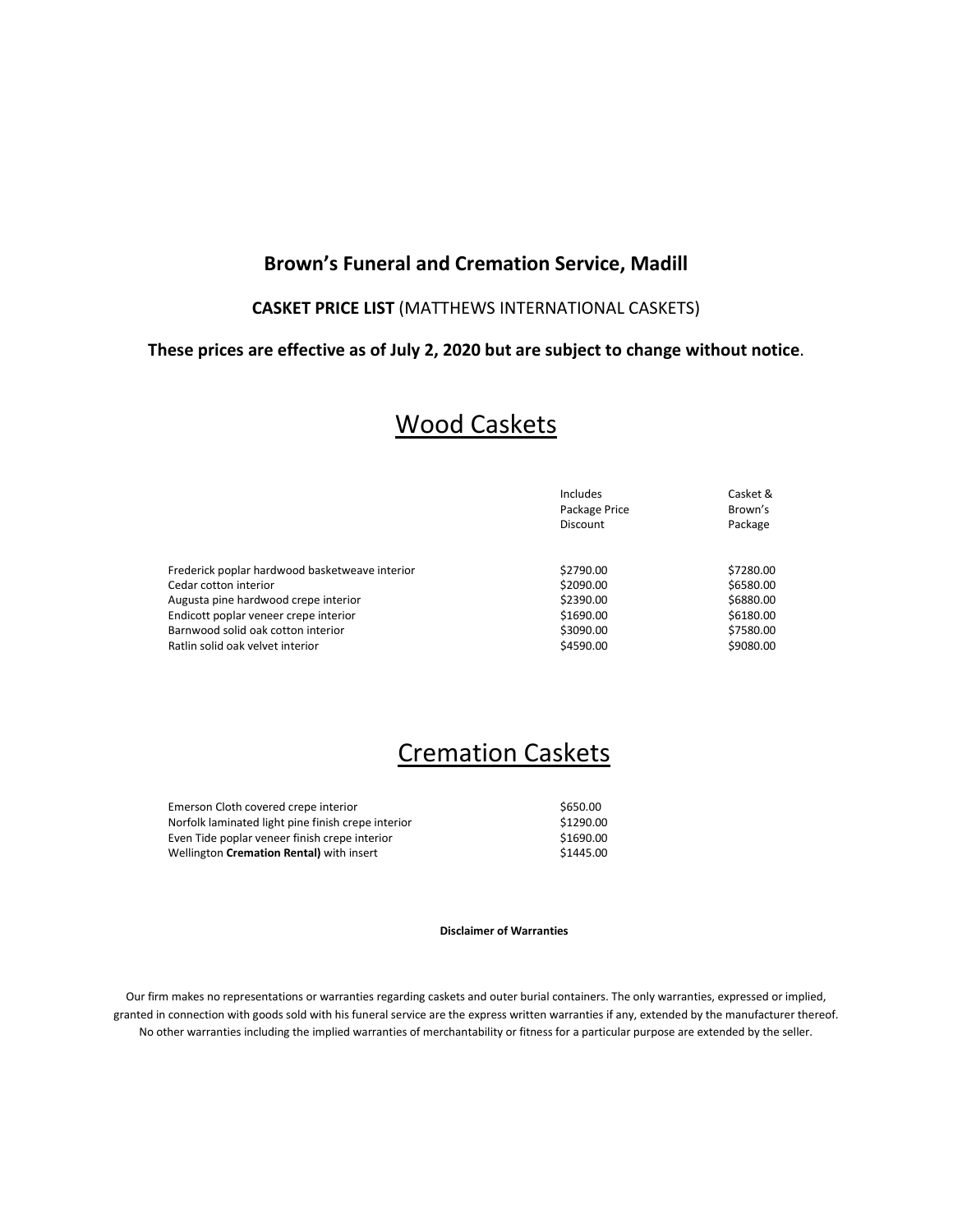**Brown's Funeral and Cremation Service, Madill**

**CASKET PRICE LIST** (MATTHEWS INTERNATIONAL CASKETS)

**These prices are effective as of July 2, 2020 but are subject to change without notice**.

# Wood Caskets

| | Includes Package Price Discount | Casket & Brown's Package |
|---|---|---|
| Frederick poplar hardwood basketweave interior | $2790.00 | $7280.00 |
| Cedar cotton interior | $2090.00 | $6580.00 |
| Augusta pine hardwood crepe interior | $2390.00 | $6880.00 |
| Endicott poplar veneer crepe interior | $1690.00 | $6180.00 |
| Barnwood solid oak cotton interior | $3090.00 | $7580.00 |
| Ratlin solid oak velvet interior | $4590.00 | $9080.00 |

# Cremation Caskets

| | |
|---|---|
| Emerson Cloth covered crepe interior | $650.00 |
| Norfolk laminated light pine finish crepe interior | $1290.00 |
| Even Tide poplar veneer finish crepe interior | $1690.00 |
| Wellington **Cremation Rental)** with insert | $1445.00 |

**Disclaimer of Warranties**

Our firm makes no representations or warranties regarding caskets and outer burial containers. The only warranties, expressed or implied, granted in connection with goods sold with his funeral service are the express written warranties if any, extended by the manufacturer thereof. No other warranties including the implied warranties of merchantability or fitness for a particular purpose are extended by the seller.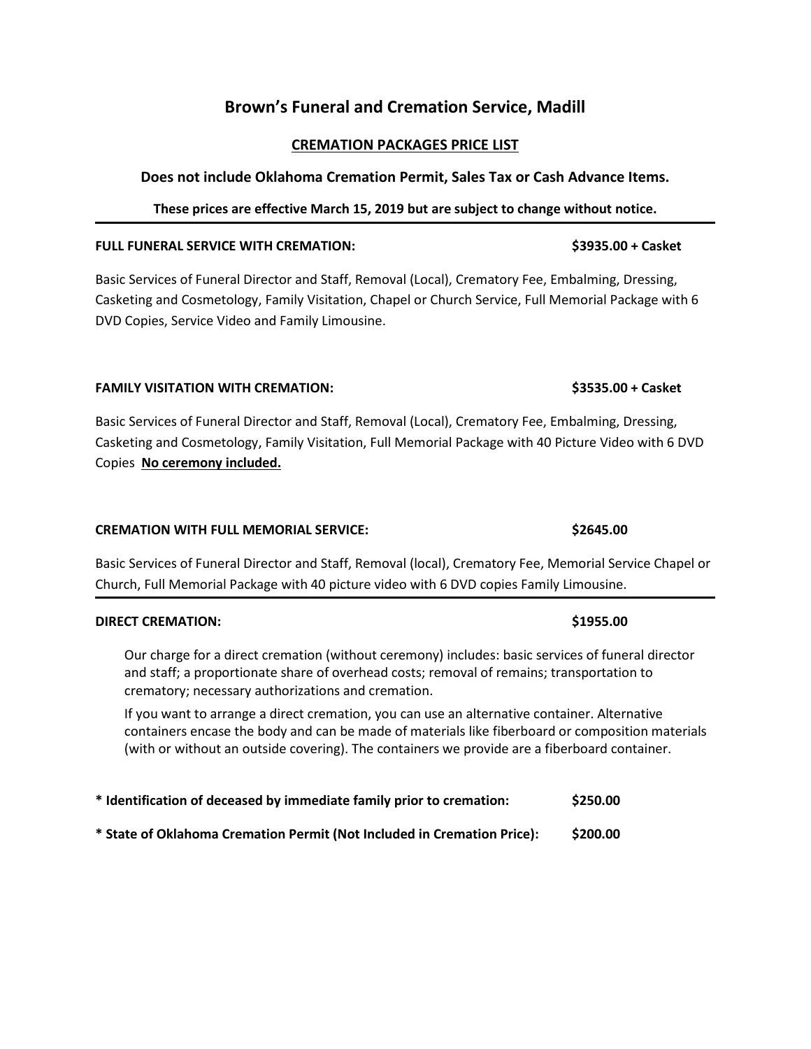# Brown's Funeral and Cremation Service, Madill

## CREMATION PACKAGES PRICE LIST

### Does not include Oklahoma Cremation Permit, Sales Tax or Cash Advance Items.

**These prices are effective March 15, 2019 but are subject to change without notice.**

---

**FULL FUNERAL SERVICE WITH CREMATION: $3935.00 + Casket**

Basic Services of Funeral Director and Staff, Removal (Local), Crematory Fee, Embalming, Dressing, Casketing and Cosmetology, Family Visitation, Chapel or Church Service, Full Memorial Package with 6 DVD Copies, Service Video and Family Limousine.

**FAMILY VISITATION WITH CREMATION: $3535.00 + Casket**

Basic Services of Funeral Director and Staff, Removal (Local), Crematory Fee, Embalming, Dressing, Casketing and Cosmetology, Family Visitation, Full Memorial Package with 40 Picture Video with 6 DVD Copies **No ceremony included.**

**CREMATION WITH FULL MEMORIAL SERVICE: $2645.00**

Basic Services of Funeral Director and Staff, Removal (local), Crematory Fee, Memorial Service Chapel or Church, Full Memorial Package with 40 picture video with 6 DVD copies Family Limousine.

---

**DIRECT CREMATION: $1955.00**

Our charge for a direct cremation (without ceremony) includes: basic services of funeral director and staff; a proportionate share of overhead costs; removal of remains; transportation to crematory; necessary authorizations and cremation.

If you want to arrange a direct cremation, you can use an alternative container. Alternative containers encase the body and can be made of materials like fiberboard or composition materials (with or without an outside covering). The containers we provide are a fiberboard container.

**\* Identification of deceased by immediate family prior to cremation: $250.00**

**\* State of Oklahoma Cremation Permit (Not Included in Cremation Price): $200.00**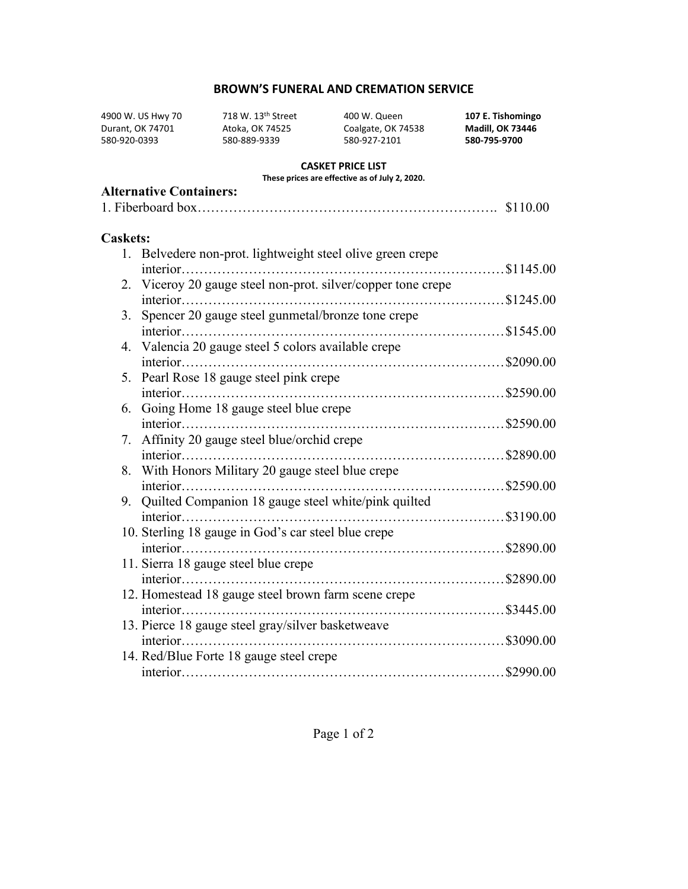# BROWN'S FUNERAL AND CREMATION SERVICE

| | | | |
|---|---|---|---|
| 4900 W. US Hwy 70<br>Durant, OK 74701<br>580-920-0393 | 718 W. 13th Street<br>Atoka, OK 74525<br>580-889-9339 | 400 W. Queen<br>Coalgate, OK 74538<br>580-927-2101 | **107 E. Tishomingo**<br>**Madill, OK 73446**<br>**580-795-9700** |

**CASKET PRICE LIST**

**These prices are effective as of July 2, 2020.**

## Alternative Containers:

1. Fiberboard box………………………………………………………. $110.00

## Caskets:

1. Belvedere non-prot. lightweight steel olive green crepe interior……………………………………………………………$1145.00
2. Viceroy 20 gauge steel non-prot. silver/copper tone crepe interior……………………………………………………………$1245.00
3. Spencer 20 gauge steel gunmetal/bronze tone crepe interior……………………………………………………………$1545.00
4. Valencia 20 gauge steel 5 colors available crepe interior……………………………………………………………$2090.00
5. Pearl Rose 18 gauge steel pink crepe interior……………………………………………………………$2590.00
6. Going Home 18 gauge steel blue crepe interior……………………………………………………………$2590.00
7. Affinity 20 gauge steel blue/orchid crepe interior……………………………………………………………$2890.00
8. With Honors Military 20 gauge steel blue crepe interior……………………………………………………………$2590.00
9. Quilted Companion 18 gauge steel white/pink quilted interior……………………………………………………………$3190.00
10. Sterling 18 gauge in God's car steel blue crepe interior……………………………………………………………$2890.00
11. Sierra 18 gauge steel blue crepe interior……………………………………………………………$2890.00
12. Homestead 18 gauge steel brown farm scene crepe interior……………………………………………………………$3445.00
13. Pierce 18 gauge steel gray/silver basketweave interior……………………………………………………………$3090.00
14. Red/Blue Forte 18 gauge steel crepe interior……………………………………………………………$2990.00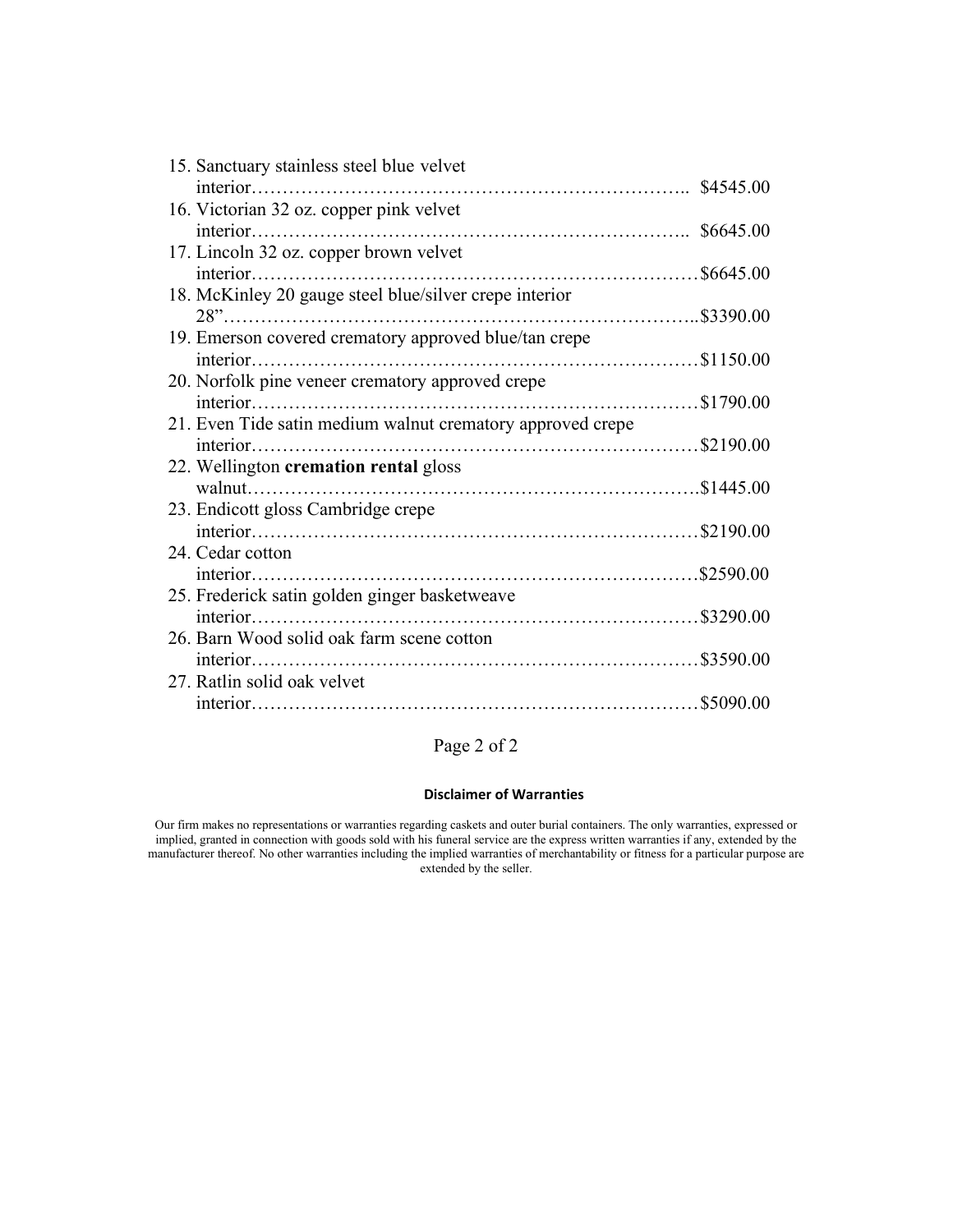15. Sanctuary stainless steel blue velvet interior……………………………………………………………….. $4545.00
16. Victorian 32 oz. copper pink velvet interior……………………………………………………………….. $6645.00
17. Lincoln 32 oz. copper brown velvet interior…………………………………………………………………$6645.00
18. McKinley 20 gauge steel blue/silver crepe interior 28"……………………………………………………………………..$3390.00
19. Emerson covered crematory approved blue/tan crepe interior…………………………………………………………………$1150.00
20. Norfolk pine veneer crematory approved crepe interior…………………………………………………………………$1790.00
21. Even Tide satin medium walnut crematory approved crepe interior…………………………………………………………………$2190.00
22. Wellington **cremation rental** gloss walnut…………………………………………………………………$1445.00
23. Endicott gloss Cambridge crepe interior…………………………………………………………………$2190.00
24. Cedar cotton interior…………………………………………………………………$2590.00
25. Frederick satin golden ginger basketweave interior…………………………………………………………………$3290.00
26. Barn Wood solid oak farm scene cotton interior…………………………………………………………………$3590.00
27. Ratlin solid oak velvet interior…………………………………………………………………$5090.00

**Disclaimer of Warranties**

Our firm makes no representations or warranties regarding caskets and outer burial containers. The only warranties, expressed or implied, granted in connection with goods sold with his funeral service are the express written warranties if any, extended by the manufacturer thereof. No other warranties including the implied warranties of merchantability or fitness for a particular purpose are extended by the seller.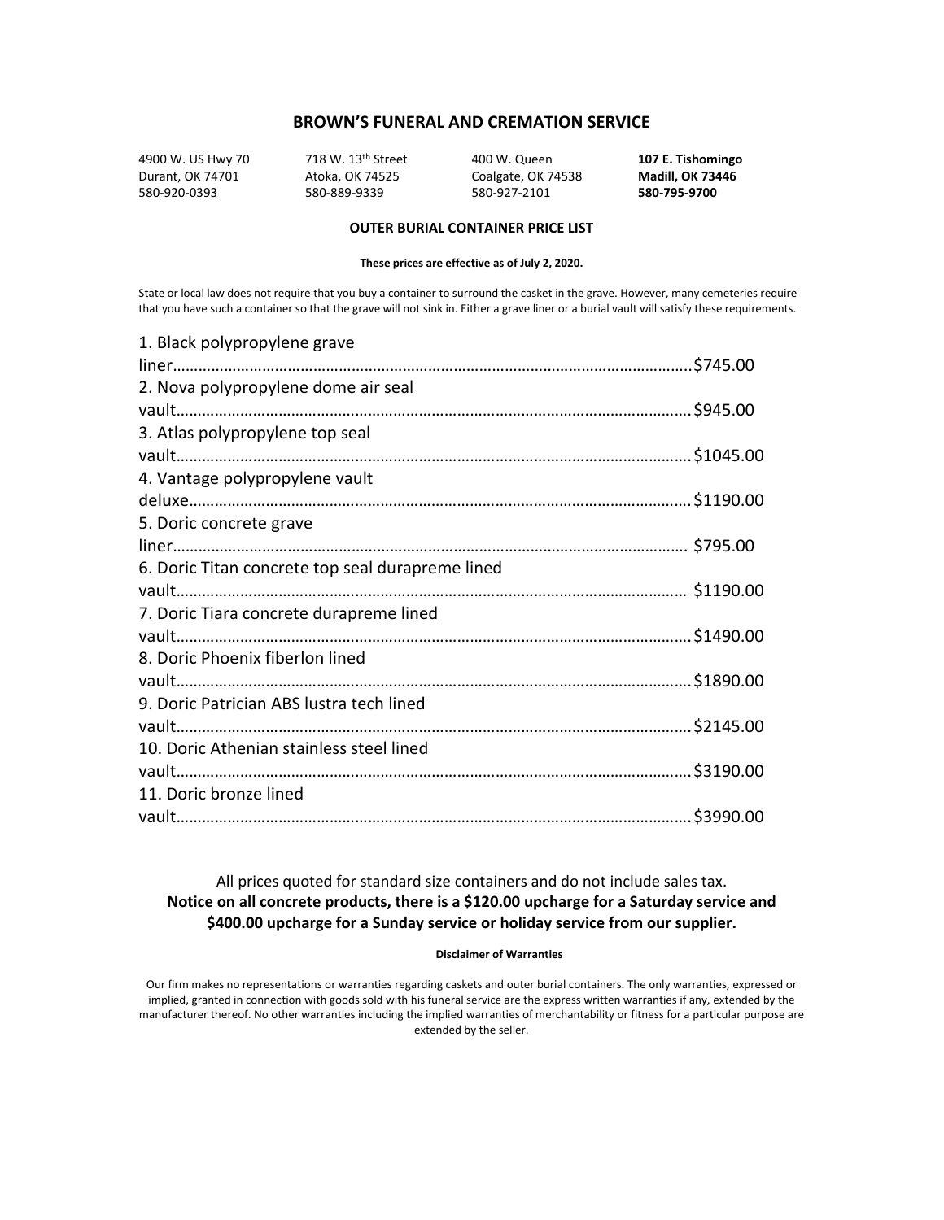## BROWN'S FUNERAL AND CREMATION SERVICE

4900 W. US Hwy 70
Durant, OK 74701
580-920-0393

718 W. 13th Street
Atoka, OK 74525
580-889-9339

400 W. Queen
Coalgate, OK 74538
580-927-2101

**107 E. Tishomingo**
**Madill, OK 73446**
**580-795-9700**

### OUTER BURIAL CONTAINER PRICE LIST

**These prices are effective as of July 2, 2020.**

State or local law does not require that you buy a container to surround the casket in the grave. However, many cemeteries require that you have such a container so that the grave will not sink in. Either a grave liner or a burial vault will satisfy these requirements.

1. Black polypropylene grave liner………………………………………………………………………………………………….$745.00
2. Nova polypropylene dome air seal vault………………………………………………………………………………………………….$945.00
3. Atlas polypropylene top seal vault………………………………………………………………………………………………….$1045.00
4. Vantage polypropylene vault deluxe………………………………………………………………………………………………….$1190.00
5. Doric concrete grave liner…………………………………………………………………………………………………. $795.00
6. Doric Titan concrete top seal durapreme lined vault…………………………………………………………………………………………………. $1190.00
7. Doric Tiara concrete durapreme lined vault………………………………………………………………………………………………….$1490.00
8. Doric Phoenix fiberlon lined vault………………………………………………………………………………………………….$1890.00
9. Doric Patrician ABS lustra tech lined vault………………………………………………………………………………………………….$2145.00
10. Doric Athenian stainless steel lined vault………………………………………………………………………………………………….$3190.00
11. Doric bronze lined vault………………………………………………………………………………………………….$3990.00

All prices quoted for standard size containers and do not include sales tax.
**Notice on all concrete products, there is a $120.00 upcharge for a Saturday service and $400.00 upcharge for a Sunday service or holiday service from our supplier.**

**Disclaimer of Warranties**

Our firm makes no representations or warranties regarding caskets and outer burial containers. The only warranties, expressed or implied, granted in connection with goods sold with his funeral service are the express written warranties if any, extended by the manufacturer thereof. No other warranties including the implied warranties of merchantability or fitness for a particular purpose are extended by the seller.